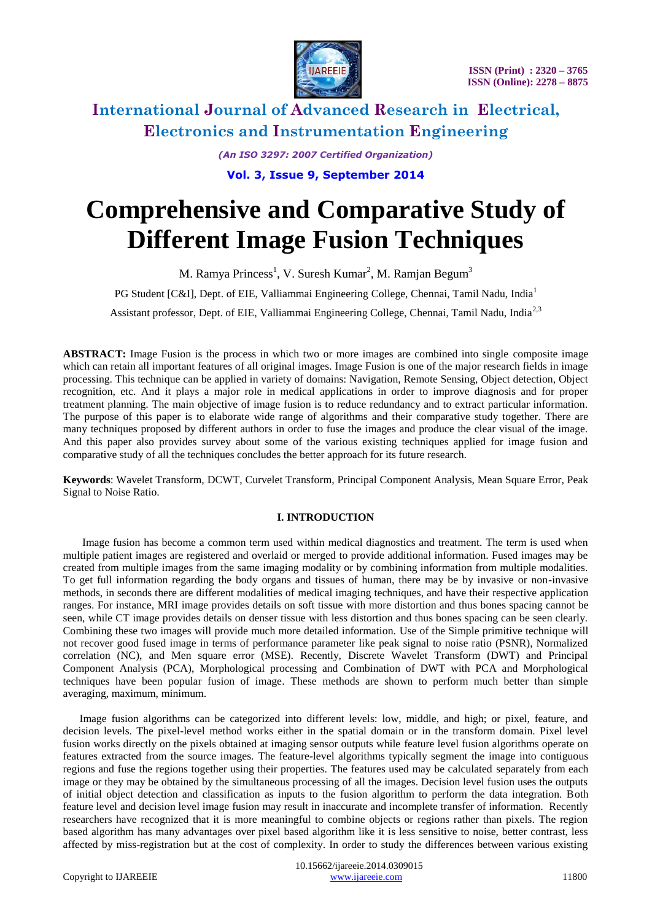# Comprehensive and Comparative Study of Different Image Fusion Techniques

M. Ramya Princess[1], V. Suresh Kumar[2], M. Ramjan Begum[3]

PG Student [C&I], Dept. of EIE, Valliammai Engineering College, Chennai, Tamil Nadu, India[1]

Assistant professor, Dept. of EIE, Valliammai Engineering College, Chennai, Tamil Nadu, India[2,3]

**ABSTRACT:** Image Fusion is the process in which two or more images are combined into single composite image which can retain all important features of all original images. Image Fusion is one of the major research fields in image processing. This technique can be applied in variety of domains: Navigation, Remote Sensing, Object detection, Object recognition, etc. And it plays a major role in medical applications in order to improve diagnosis and for proper treatment planning. The main objective of image fusion is to reduce redundancy and to extract particular information. The purpose of this paper is to elaborate wide range of algorithms and their comparative study together. There are many techniques proposed by different authors in order to fuse the images and produce the clear visual of the image. And this paper also provides survey about some of the various existing techniques applied for image fusion and comparative study of all the techniques concludes the better approach for its future research.

**Keywords**: Wavelet Transform, DCWT, Curvelet Transform, Principal Component Analysis, Mean Square Error, Peak Signal to Noise Ratio.

## I. INTRODUCTION

Image fusion has become a common term used within medical diagnostics and treatment. The term is used when multiple patient images are registered and overlaid or merged to provide additional information. Fused images may be created from multiple images from the same imaging modality or by combining information from multiple modalities. To get full information regarding the body organs and tissues of human, there may be by invasive or non-invasive methods, in seconds there are different modalities of medical imaging techniques, and have their respective application ranges. For instance, MRI image provides details on soft tissue with more distortion and thus bones spacing cannot be seen, while CT image provides details on denser tissue with less distortion and thus bones spacing can be seen clearly. Combining these two images will provide much more detailed information. Use of the Simple primitive technique will not recover good fused image in terms of performance parameter like peak signal to noise ratio (PSNR), Normalized correlation (NC), and Men square error (MSE). Recently, Discrete Wavelet Transform (DWT) and Principal Component Analysis (PCA), Morphological processing and Combination of DWT with PCA and Morphological techniques have been popular fusion of image. These methods are shown to perform much better than simple averaging, maximum, minimum.

Image fusion algorithms can be categorized into different levels: low, middle, and high; or pixel, feature, and decision levels. The pixel-level method works either in the spatial domain or in the transform domain. Pixel level fusion works directly on the pixels obtained at imaging sensor outputs while feature level fusion algorithms operate on features extracted from the source images. The feature-level algorithms typically segment the image into contiguous regions and fuse the regions together using their properties. The features used may be calculated separately from each image or they may be obtained by the simultaneous processing of all the images. Decision level fusion uses the outputs of initial object detection and classification as inputs to the fusion algorithm to perform the data integration. Both feature level and decision level image fusion may result in inaccurate and incomplete transfer of information. Recently researchers have recognized that it is more meaningful to combine objects or regions rather than pixels. The region based algorithm has many advantages over pixel based algorithm like it is less sensitive to noise, better contrast, less affected by miss-registration but at the cost of complexity. In order to study the differences between various existing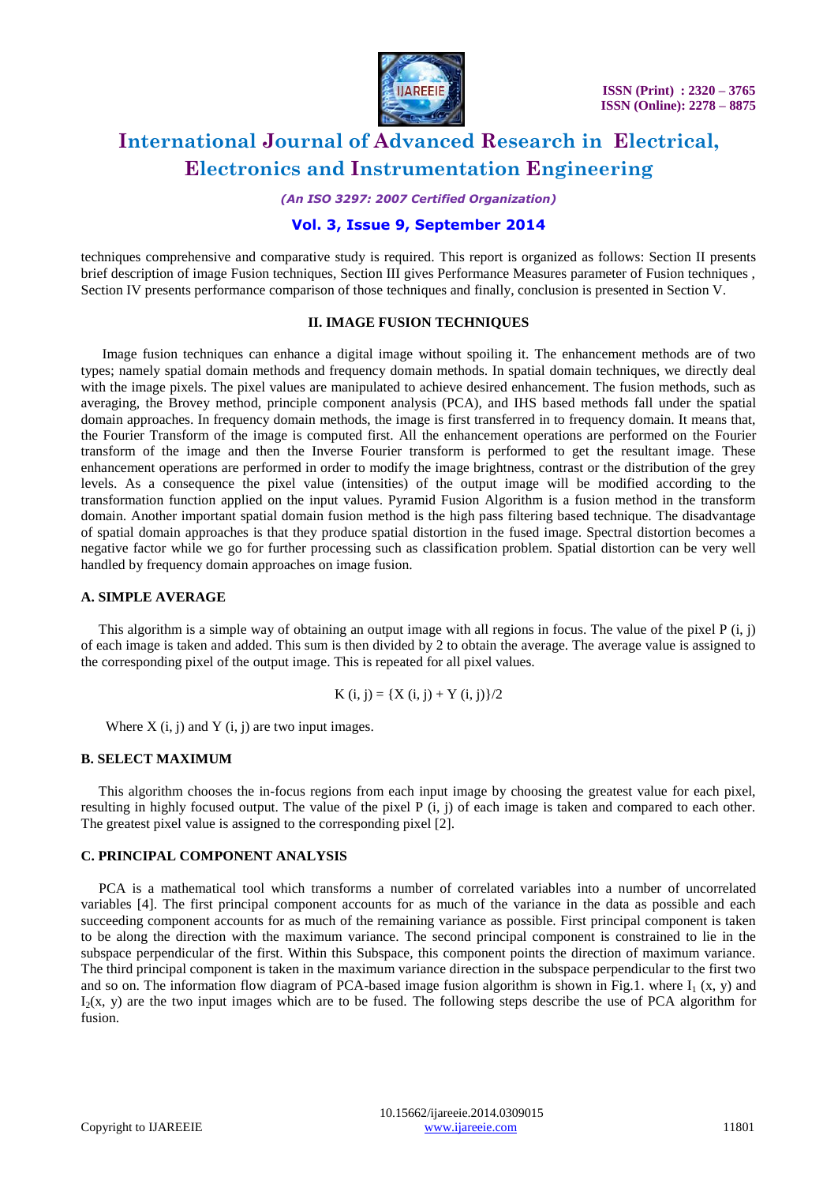techniques comprehensive and comparative study is required. This report is organized as follows: Section II presents brief description of image Fusion techniques, Section III gives Performance Measures parameter of Fusion techniques , Section IV presents performance comparison of those techniques and finally, conclusion is presented in Section V.

## II. IMAGE FUSION TECHNIQUES

Image fusion techniques can enhance a digital image without spoiling it. The enhancement methods are of two types; namely spatial domain methods and frequency domain methods. In spatial domain techniques, we directly deal with the image pixels. The pixel values are manipulated to achieve desired enhancement. The fusion methods, such as averaging, the Brovey method, principle component analysis (PCA), and IHS based methods fall under the spatial domain approaches. In frequency domain methods, the image is first transferred in to frequency domain. It means that, the Fourier Transform of the image is computed first. All the enhancement operations are performed on the Fourier transform of the image and then the Inverse Fourier transform is performed to get the resultant image. These enhancement operations are performed in order to modify the image brightness, contrast or the distribution of the grey levels. As a consequence the pixel value (intensities) of the output image will be modified according to the transformation function applied on the input values. Pyramid Fusion Algorithm is a fusion method in the transform domain. Another important spatial domain fusion method is the high pass filtering based technique. The disadvantage of spatial domain approaches is that they produce spatial distortion in the fused image. Spectral distortion becomes a negative factor while we go for further processing such as classification problem. Spatial distortion can be very well handled by frequency domain approaches on image fusion.

### A. SIMPLE AVERAGE

This algorithm is a simple way of obtaining an output image with all regions in focus. The value of the pixel P (i, j) of each image is taken and added. This sum is then divided by 2 to obtain the average. The average value is assigned to the corresponding pixel of the output image. This is repeated for all pixel values.

$$K(i, j) = \{X(i, j) + Y(i, j)\}/2$$

Where X (i, j) and Y (i, j) are two input images.

### B. SELECT MAXIMUM

This algorithm chooses the in-focus regions from each input image by choosing the greatest value for each pixel, resulting in highly focused output. The value of the pixel P (i, j) of each image is taken and compared to each other. The greatest pixel value is assigned to the corresponding pixel [2].

### C. PRINCIPAL COMPONENT ANALYSIS

PCA is a mathematical tool which transforms a number of correlated variables into a number of uncorrelated variables [4]. The first principal component accounts for as much of the variance in the data as possible and each succeeding component accounts for as much of the remaining variance as possible. First principal component is taken to be along the direction with the maximum variance. The second principal component is constrained to lie in the subspace perpendicular of the first. Within this Subspace, this component points the direction of maximum variance. The third principal component is taken in the maximum variance direction in the subspace perpendicular to the first two and so on. The information flow diagram of PCA-based image fusion algorithm is shown in Fig.1. where $I_1$ (x, y) and $I_2$(x, y) are the two input images which are to be fused. The following steps describe the use of PCA algorithm for fusion.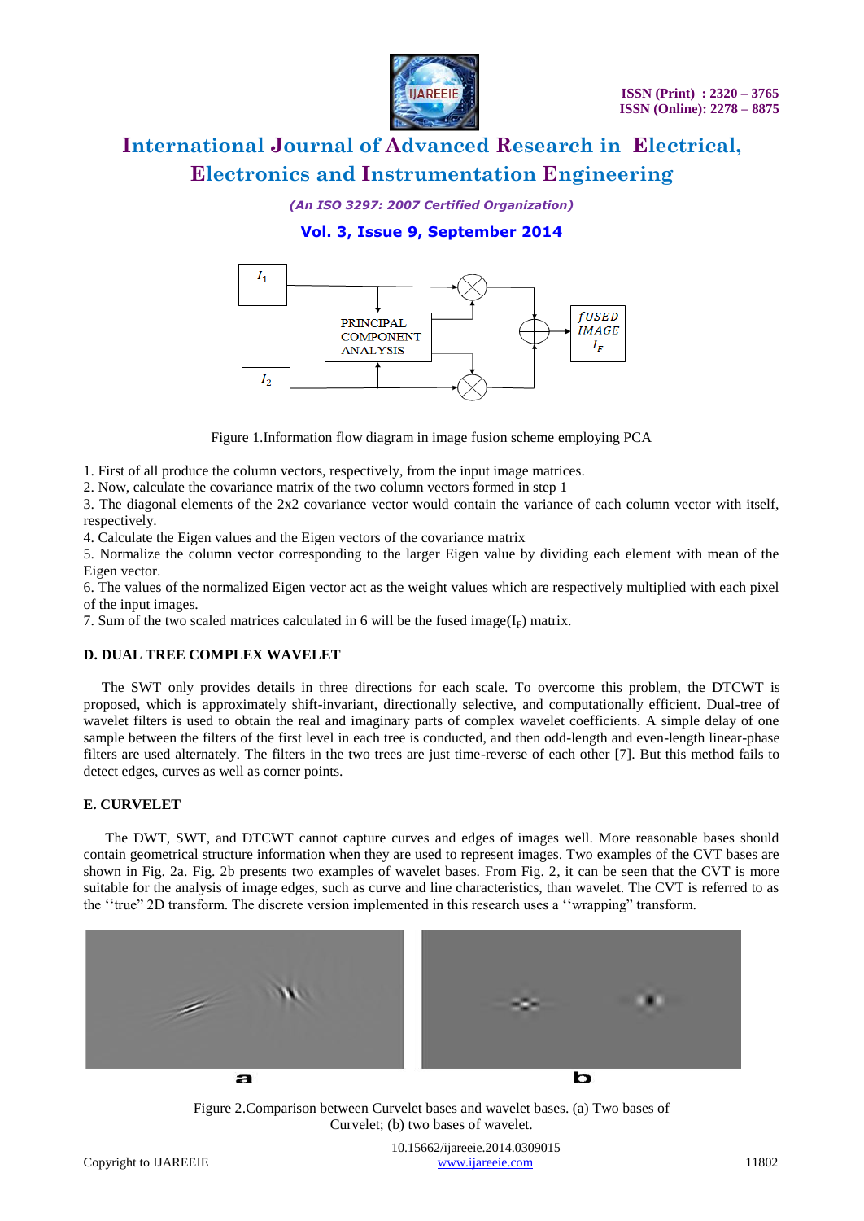Figure 1.Information flow diagram in image fusion scheme employing PCA

1. First of all produce the column vectors, respectively, from the input image matrices.
2. Now, calculate the covariance matrix of the two column vectors formed in step 1
3. The diagonal elements of the 2x2 covariance vector would contain the variance of each column vector with itself, respectively.
4. Calculate the Eigen values and the Eigen vectors of the covariance matrix
5. Normalize the column vector corresponding to the larger Eigen value by dividing each element with mean of the Eigen vector.
6. The values of the normalized Eigen vector act as the weight values which are respectively multiplied with each pixel of the input images.
7. Sum of the two scaled matrices calculated in 6 will be the fused image($I_F$) matrix.

### D. DUAL TREE COMPLEX WAVELET

The SWT only provides details in three directions for each scale. To overcome this problem, the DTCWT is proposed, which is approximately shift-invariant, directionally selective, and computationally efficient. Dual-tree of wavelet filters is used to obtain the real and imaginary parts of complex wavelet coefficients. A simple delay of one sample between the filters of the first level in each tree is conducted, and then odd-length and even-length linear-phase filters are used alternately. The filters in the two trees are just time-reverse of each other [7]. But this method fails to detect edges, curves as well as corner points.

### E. CURVELET

The DWT, SWT, and DTCWT cannot capture curves and edges of images well. More reasonable bases should contain geometrical structure information when they are used to represent images. Two examples of the CVT bases are shown in Fig. 2a. Fig. 2b presents two examples of wavelet bases. From Fig. 2, it can be seen that the CVT is more suitable for the analysis of image edges, such as curve and line characteristics, than wavelet. The CVT is referred to as the ''true'' 2D transform. The discrete version implemented in this research uses a ''wrapping'' transform.

Figure 2.Comparison between Curvelet bases and wavelet bases. (a) Two bases of Curvelet; (b) two bases of wavelet.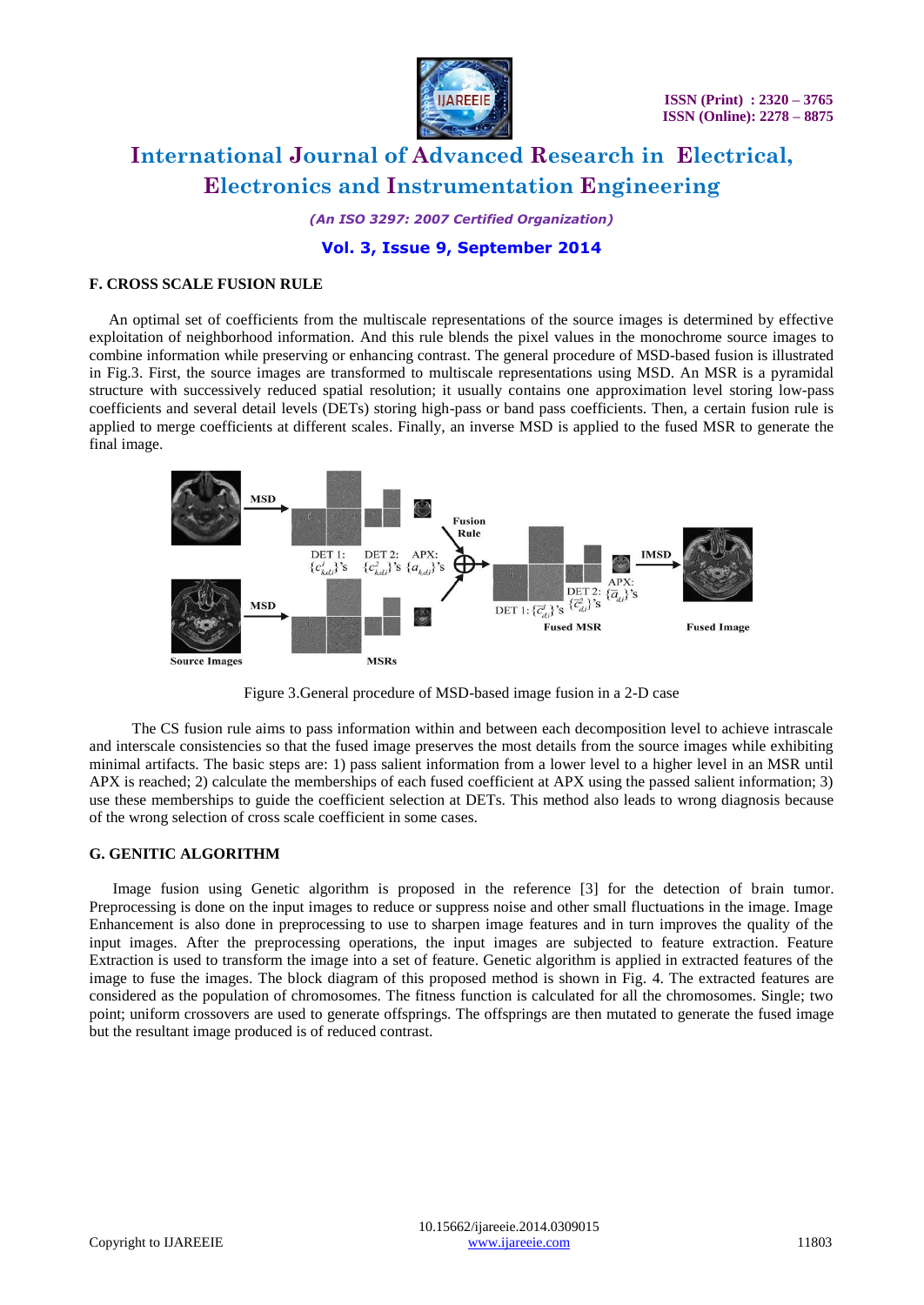### F. CROSS SCALE FUSION RULE

An optimal set of coefficients from the multiscale representations of the source images is determined by effective exploitation of neighborhood information. And this rule blends the pixel values in the monochrome source images to combine information while preserving or enhancing contrast. The general procedure of MSD-based fusion is illustrated in Fig.3. First, the source images are transformed to multiscale representations using MSD. An MSR is a pyramidal structure with successively reduced spatial resolution; it usually contains one approximation level storing low-pass coefficients and several detail levels (DETs) storing high-pass or band pass coefficients. Then, a certain fusion rule is applied to merge coefficients at different scales. Finally, an inverse MSD is applied to the fused MSR to generate the final image.

Figure 3.General procedure of MSD-based image fusion in a 2-D case

The CS fusion rule aims to pass information within and between each decomposition level to achieve intrascale and interscale consistencies so that the fused image preserves the most details from the source images while exhibiting minimal artifacts. The basic steps are: 1) pass salient information from a lower level to a higher level in an MSR until APX is reached; 2) calculate the memberships of each fused coefficient at APX using the passed salient information; 3) use these memberships to guide the coefficient selection at DETs. This method also leads to wrong diagnosis because of the wrong selection of cross scale coefficient in some cases.

### G. GENITIC ALGORITHM

Image fusion using Genetic algorithm is proposed in the reference [3] for the detection of brain tumor. Preprocessing is done on the input images to reduce or suppress noise and other small fluctuations in the image. Image Enhancement is also done in preprocessing to use to sharpen image features and in turn improves the quality of the input images. After the preprocessing operations, the input images are subjected to feature extraction. Feature Extraction is used to transform the image into a set of feature. Genetic algorithm is applied in extracted features of the image to fuse the images. The block diagram of this proposed method is shown in Fig. 4. The extracted features are considered as the population of chromosomes. The fitness function is calculated for all the chromosomes. Single; two point; uniform crossovers are used to generate offsprings. The offsprings are then mutated to generate the fused image but the resultant image produced is of reduced contrast.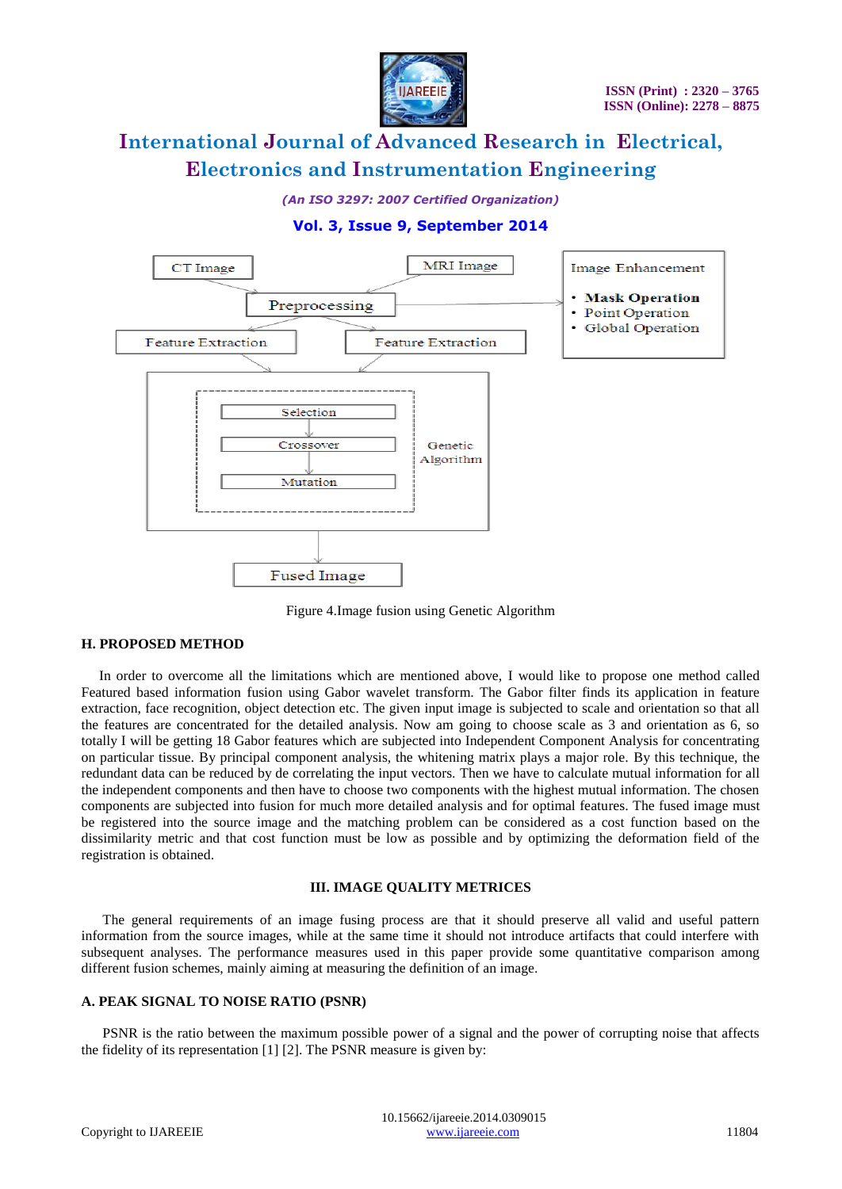CT Image

MRI Image

Preprocessing

Image Enhancement

- Mask Operation
- Point Operation
- Global Operation

Feature Extraction

Feature Extraction

Selection

Crossover

Mutation

Genetic Algorithm

Fused Image

Figure 4.Image fusion using Genetic Algorithm

### H. PROPOSED METHOD

In order to overcome all the limitations which are mentioned above, I would like to propose one method called Featured based information fusion using Gabor wavelet transform. The Gabor filter finds its application in feature extraction, face recognition, object detection etc. The given input image is subjected to scale and orientation so that all the features are concentrated for the detailed analysis. Now am going to choose scale as 3 and orientation as 6, so totally I will be getting 18 Gabor features which are subjected into Independent Component Analysis for concentrating on particular tissue. By principal component analysis, the whitening matrix plays a major role. By this technique, the redundant data can be reduced by de correlating the input vectors. Then we have to calculate mutual information for all the independent components and then have to choose two components with the highest mutual information. The chosen components are subjected into fusion for much more detailed analysis and for optimal features. The fused image must be registered into the source image and the matching problem can be considered as a cost function based on the dissimilarity metric and that cost function must be low as possible and by optimizing the deformation field of the registration is obtained.

## III. IMAGE QUALITY METRICES

The general requirements of an image fusing process are that it should preserve all valid and useful pattern information from the source images, while at the same time it should not introduce artifacts that could interfere with subsequent analyses. The performance measures used in this paper provide some quantitative comparison among different fusion schemes, mainly aiming at measuring the definition of an image.

### A. PEAK SIGNAL TO NOISE RATIO (PSNR)

PSNR is the ratio between the maximum possible power of a signal and the power of corrupting noise that affects the fidelity of its representation [1] [2]. The PSNR measure is given by: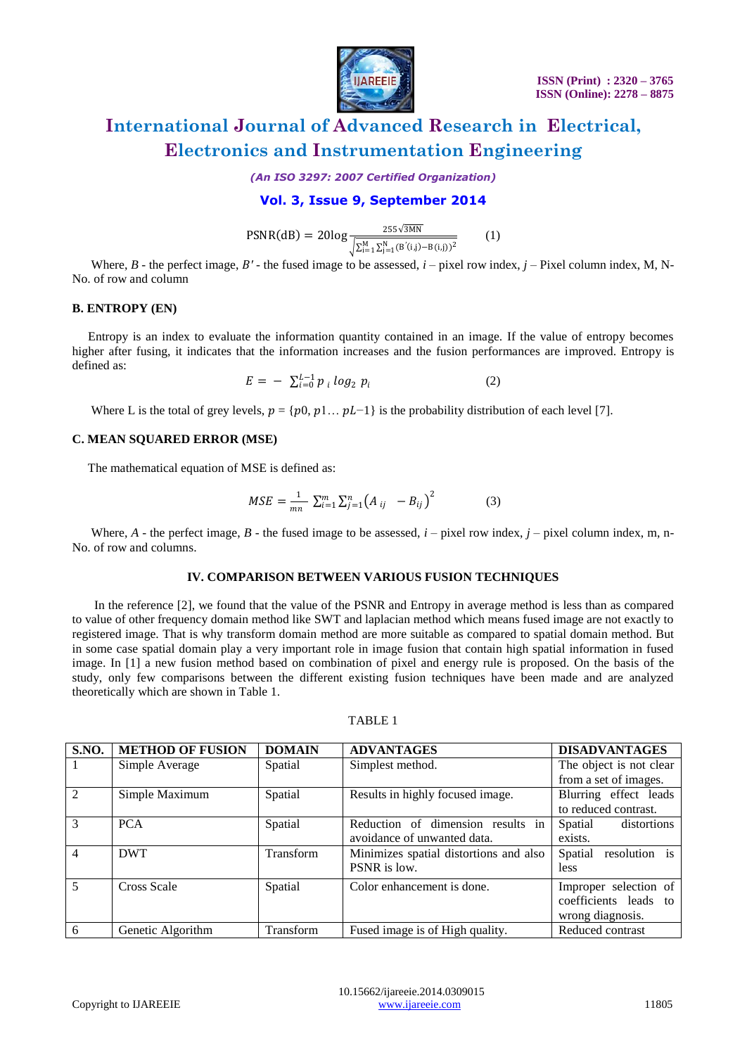$$\mathrm{PSNR(dB)} = 20\log \frac{255\sqrt{3MN}}{\sqrt{\sum_{i=1}^{M}\sum_{j=1}^{N}(B'(i,j) - B(i,j))^2}} \qquad (1)$$

Where, $B$ - the perfect image, $B'$ - the fused image to be assessed, $i$ – pixel row index, $j$ – Pixel column index, M, N- No. of row and column

### B. ENTROPY (EN)

Entropy is an index to evaluate the information quantity contained in an image. If the value of entropy becomes higher after fusing, it indicates that the information increases and the fusion performances are improved. Entropy is defined as:

$$E = -\sum_{i=0}^{L-1} p_i \log_2 p_i \qquad (2)$$

Where L is the total of grey levels, $p = \{p0, p1 \ldots pL{-}1\}$ is the probability distribution of each level [7].

### C. MEAN SQUARED ERROR (MSE)

The mathematical equation of MSE is defined as:

$$MSE = \frac{1}{mn}\sum_{i=1}^{m}\sum_{j=1}^{n}\left(A_{ij} - B_{ij}\right)^2 \qquad (3)$$

Where, $A$ - the perfect image, $B$ - the fused image to be assessed, $i$ – pixel row index, $j$ – pixel column index, m, n- No. of row and columns.

## IV. COMPARISON BETWEEN VARIOUS FUSION TECHNIQUES

In the reference [2], we found that the value of the PSNR and Entropy in average method is less than as compared to value of other frequency domain method like SWT and laplacian method which means fused image are not exactly to registered image. That is why transform domain method are more suitable as compared to spatial domain method. But in some case spatial domain play a very important role in image fusion that contain high spatial information in fused image. In [1] a new fusion method based on combination of pixel and energy rule is proposed. On the basis of the study, only few comparisons between the different existing fusion techniques have been made and are analyzed theoretically which are shown in Table 1.

TABLE 1

| S.NO. | METHOD OF FUSION | DOMAIN | ADVANTAGES | DISADVANTAGES |
|---|---|---|---|---|
| 1 | Simple Average | Spatial | Simplest method. | The object is not clear from a set of images. |
| 2 | Simple Maximum | Spatial | Results in highly focused image. | Blurring effect leads to reduced contrast. |
| 3 | PCA | Spatial | Reduction of dimension results in avoidance of unwanted data. | Spatial distortions exists. |
| 4 | DWT | Transform | Minimizes spatial distortions and also PSNR is low. | Spatial resolution is less |
| 5 | Cross Scale | Spatial | Color enhancement is done. | Improper selection of coefficients leads to wrong diagnosis. |
| 6 | Genetic Algorithm | Transform | Fused image is of High quality. | Reduced contrast |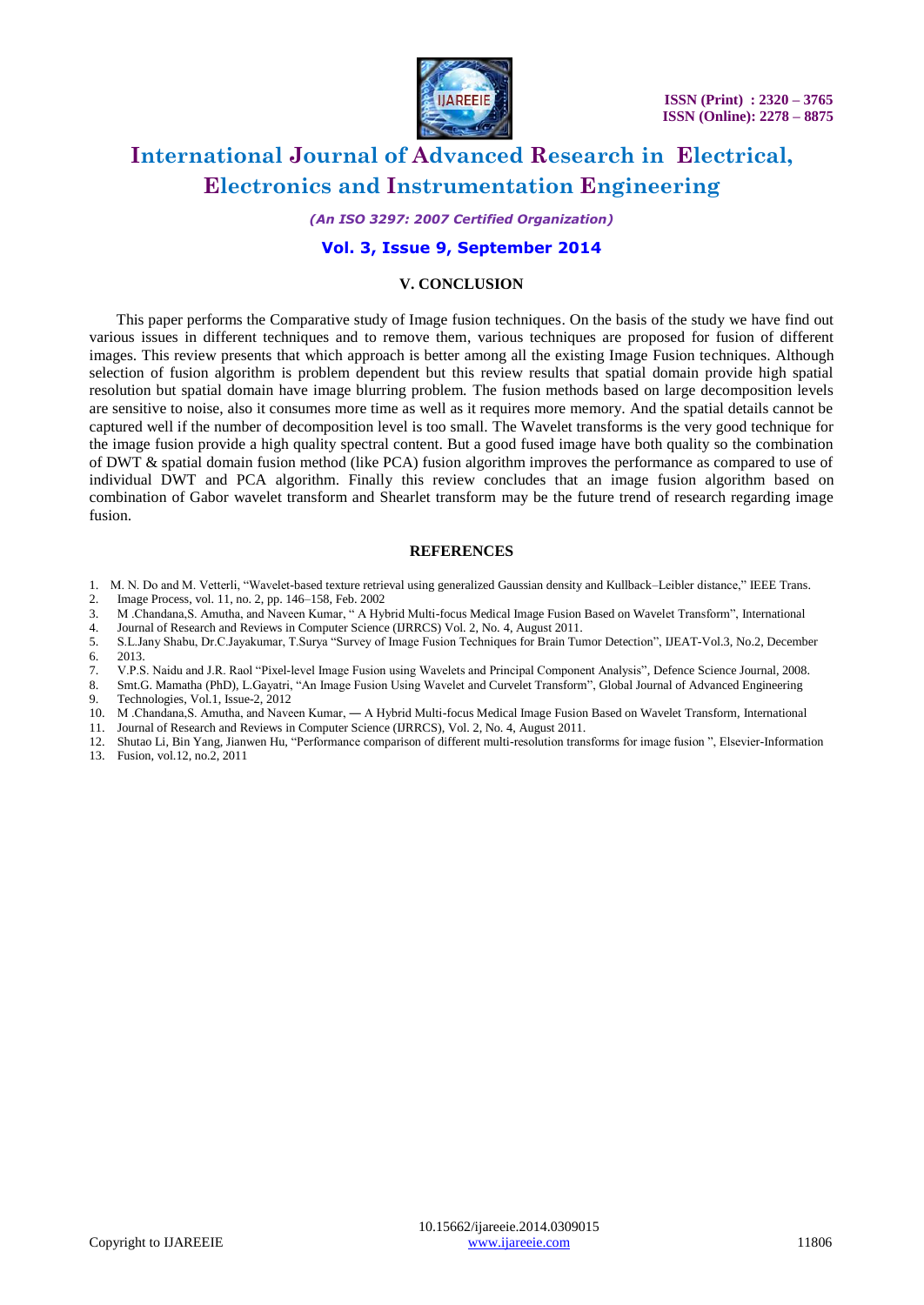## V. CONCLUSION

This paper performs the Comparative study of Image fusion techniques. On the basis of the study we have find out various issues in different techniques and to remove them, various techniques are proposed for fusion of different images. This review presents that which approach is better among all the existing Image Fusion techniques. Although selection of fusion algorithm is problem dependent but this review results that spatial domain provide high spatial resolution but spatial domain have image blurring problem. The fusion methods based on large decomposition levels are sensitive to noise, also it consumes more time as well as it requires more memory. And the spatial details cannot be captured well if the number of decomposition level is too small. The Wavelet transforms is the very good technique for the image fusion provide a high quality spectral content. But a good fused image have both quality so the combination of DWT & spatial domain fusion method (like PCA) fusion algorithm improves the performance as compared to use of individual DWT and PCA algorithm. Finally this review concludes that an image fusion algorithm based on combination of Gabor wavelet transform and Shearlet transform may be the future trend of research regarding image fusion.

## REFERENCES

1. M. N. Do and M. Vetterli, "Wavelet-based texture retrieval using generalized Gaussian density and Kullback–Leibler distance," IEEE Trans.
2. Image Process, vol. 11, no. 2, pp. 146–158, Feb. 2002
3. M .Chandana,S. Amutha, and Naveen Kumar, " A Hybrid Multi-focus Medical Image Fusion Based on Wavelet Transform", International
4. Journal of Research and Reviews in Computer Science (IJRRCS) Vol. 2, No. 4, August 2011.
5. S.L.Jany Shabu, Dr.C.Jayakumar, T.Surya "Survey of Image Fusion Techniques for Brain Tumor Detection", IJEAT-Vol.3, No.2, December
6. 2013.
7. V.P.S. Naidu and J.R. Raol "Pixel-level Image Fusion using Wavelets and Principal Component Analysis", Defence Science Journal, 2008.
8. Smt.G. Mamatha (PhD), L.Gayatri, "An Image Fusion Using Wavelet and Curvelet Transform", Global Journal of Advanced Engineering
9. Technologies, Vol.1, Issue-2, 2012
10. M .Chandana,S. Amutha, and Naveen Kumar, ― A Hybrid Multi-focus Medical Image Fusion Based on Wavelet Transform, International
11. Journal of Research and Reviews in Computer Science (IJRRCS), Vol. 2, No. 4, August 2011.
12. Shutao Li, Bin Yang, Jianwen Hu, "Performance comparison of different multi-resolution transforms for image fusion ", Elsevier-Information
13. Fusion, vol.12, no.2, 2011